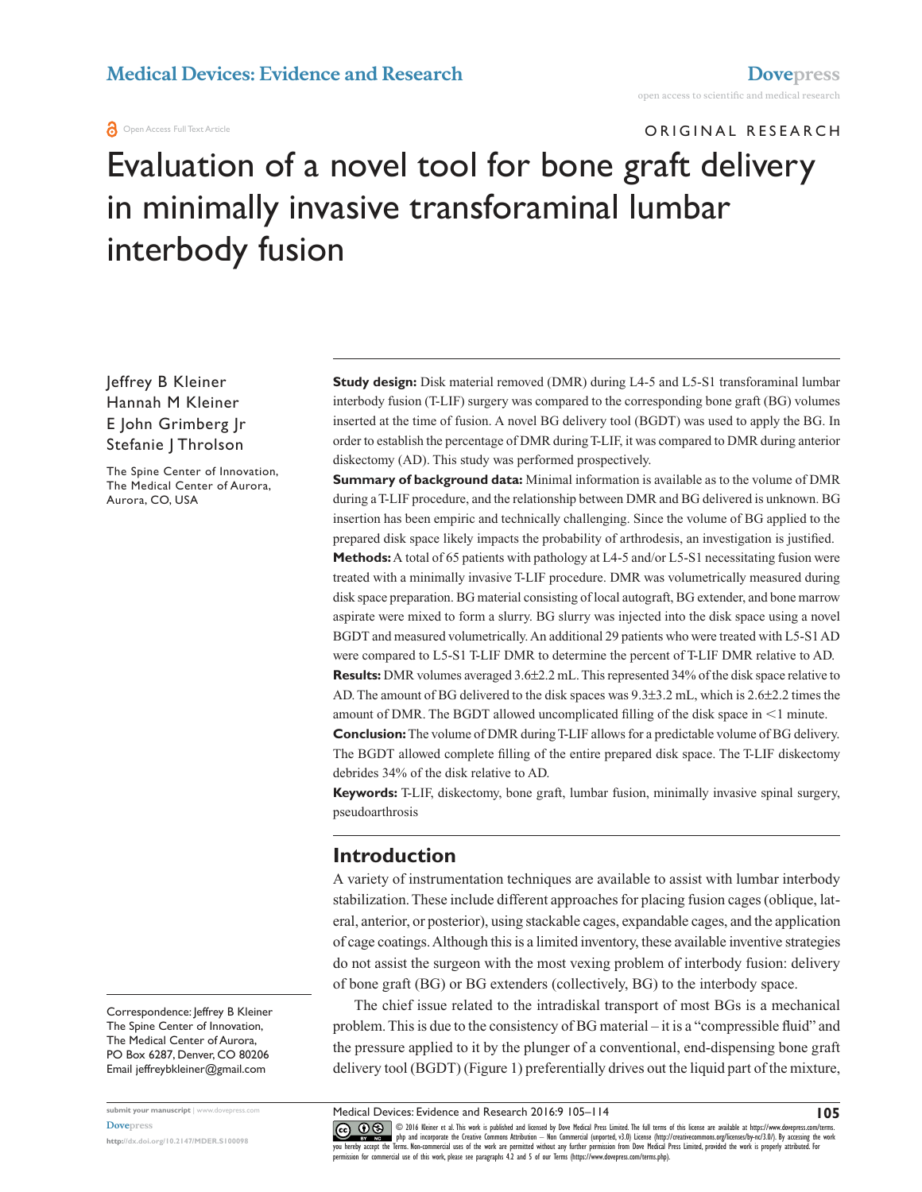ORIGINAL RESEARCH

# Evaluation of a novel tool for bone graft delivery in minimally invasive transforaminal lumbar interbody fusion

Jeffrey B Kleiner
Hannah M Kleiner
E John Grimberg Jr
Stefanie J Throlson

The Spine Center of Innovation, The Medical Center of Aurora, Aurora, CO, USA

Correspondence: Jeffrey B Kleiner
The Spine Center of Innovation,
The Medical Center of Aurora,
PO Box 6287, Denver, CO 80206
Email jeffreybkleiner@gmail.com

**Study design:** Disk material removed (DMR) during L4-5 and L5-S1 transforaminal lumbar interbody fusion (T-LIF) surgery was compared to the corresponding bone graft (BG) volumes inserted at the time of fusion. A novel BG delivery tool (BGDT) was used to apply the BG. In order to establish the percentage of DMR during T-LIF, it was compared to DMR during anterior diskectomy (AD). This study was performed prospectively.

**Summary of background data:** Minimal information is available as to the volume of DMR during a T-LIF procedure, and the relationship between DMR and BG delivered is unknown. BG insertion has been empiric and technically challenging. Since the volume of BG applied to the prepared disk space likely impacts the probability of arthrodesis, an investigation is justified.

**Methods:** A total of 65 patients with pathology at L4-5 and/or L5-S1 necessitating fusion were treated with a minimally invasive T-LIF procedure. DMR was volumetrically measured during disk space preparation. BG material consisting of local autograft, BG extender, and bone marrow aspirate were mixed to form a slurry. BG slurry was injected into the disk space using a novel BGDT and measured volumetrically. An additional 29 patients who were treated with L5-S1 AD were compared to L5-S1 T-LIF DMR to determine the percent of T-LIF DMR relative to AD.

**Results:** DMR volumes averaged 3.6±2.2 mL. This represented 34% of the disk space relative to AD. The amount of BG delivered to the disk spaces was 9.3±3.2 mL, which is 2.6±2.2 times the amount of DMR. The BGDT allowed uncomplicated filling of the disk space in <1 minute.

**Conclusion:** The volume of DMR during T-LIF allows for a predictable volume of BG delivery. The BGDT allowed complete filling of the entire prepared disk space. The T-LIF diskectomy debrides 34% of the disk relative to AD.

**Keywords:** T-LIF, diskectomy, bone graft, lumbar fusion, minimally invasive spinal surgery, pseudoarthrosis

## Introduction

A variety of instrumentation techniques are available to assist with lumbar interbody stabilization. These include different approaches for placing fusion cages (oblique, lateral, anterior, or posterior), using stackable cages, expandable cages, and the application of cage coatings. Although this is a limited inventory, these available inventive strategies do not assist the surgeon with the most vexing problem of interbody fusion: delivery of bone graft (BG) or BG extenders (collectively, BG) to the interbody space.

The chief issue related to the intradiskal transport of most BGs is a mechanical problem. This is due to the consistency of BG material – it is a "compressible fluid" and the pressure applied to it by the plunger of a conventional, end-dispensing bone graft delivery tool (BGDT) (Figure 1) preferentially drives out the liquid part of the mixture,

© 2016 Kleiner et al. This work is published and licensed by Dove Medical Press Limited. The full terms of this license are available at https://www.dovepress.com/terms.php and incorporate the Creative Commons Attribution – Non Commercial (unported, v3.0) License (http://creativecommons.org/licenses/by-nc/3.0/). By accessing the work you hereby accept the Terms. Non-commercial uses of the work are permitted without any further permission from Dove Medical Press Limited, provided the work is properly attributed. For permission for commercial use of this work, please see paragraphs 4.2 and 5 of our Terms (https://www.dovepress.com/terms.php).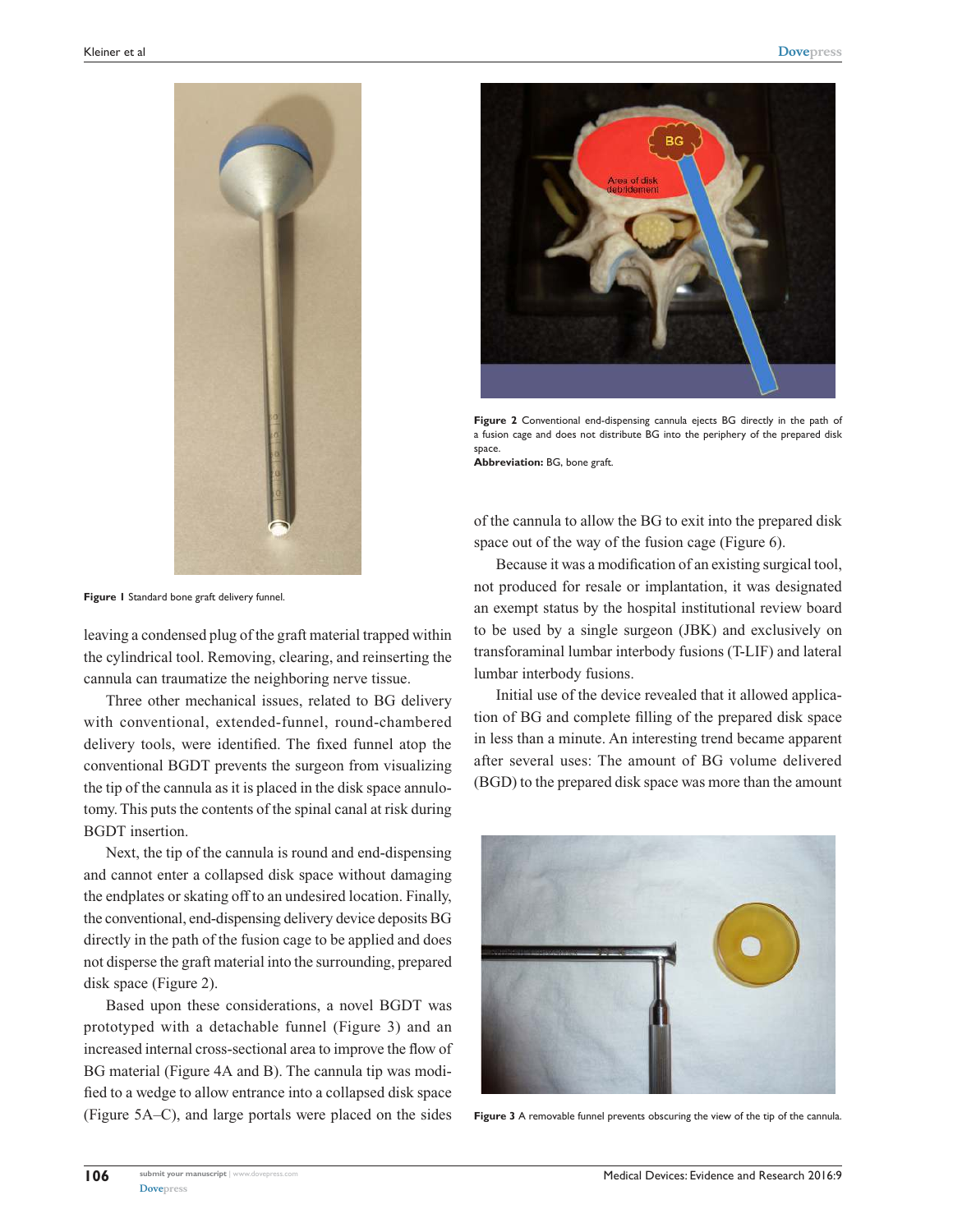Figure 1 Standard bone graft delivery funnel.

leaving a condensed plug of the graft material trapped within the cylindrical tool. Removing, clearing, and reinserting the cannula can traumatize the neighboring nerve tissue.

Three other mechanical issues, related to BG delivery with conventional, extended-funnel, round-chambered delivery tools, were identified. The fixed funnel atop the conventional BGDT prevents the surgeon from visualizing the tip of the cannula as it is placed in the disk space annulotomy. This puts the contents of the spinal canal at risk during BGDT insertion.

Next, the tip of the cannula is round and end-dispensing and cannot enter a collapsed disk space without damaging the endplates or skating off to an undesired location. Finally, the conventional, end-dispensing delivery device deposits BG directly in the path of the fusion cage to be applied and does not disperse the graft material into the surrounding, prepared disk space (Figure 2).

Based upon these considerations, a novel BGDT was prototyped with a detachable funnel (Figure 3) and an increased internal cross-sectional area to improve the flow of BG material (Figure 4A and B). The cannula tip was modified to a wedge to allow entrance into a collapsed disk space (Figure 5A–C), and large portals were placed on the sides

Figure 2 Conventional end-dispensing cannula ejects BG directly in the path of a fusion cage and does not distribute BG into the periphery of the prepared disk space.
**Abbreviation:** BG, bone graft.

of the cannula to allow the BG to exit into the prepared disk space out of the way of the fusion cage (Figure 6).

Because it was a modification of an existing surgical tool, not produced for resale or implantation, it was designated an exempt status by the hospital institutional review board to be used by a single surgeon (JBK) and exclusively on transforaminal lumbar interbody fusions (T-LIF) and lateral lumbar interbody fusions.

Initial use of the device revealed that it allowed application of BG and complete filling of the prepared disk space in less than a minute. An interesting trend became apparent after several uses: The amount of BG volume delivered (BGD) to the prepared disk space was more than the amount

Figure 3 A removable funnel prevents obscuring the view of the tip of the cannula.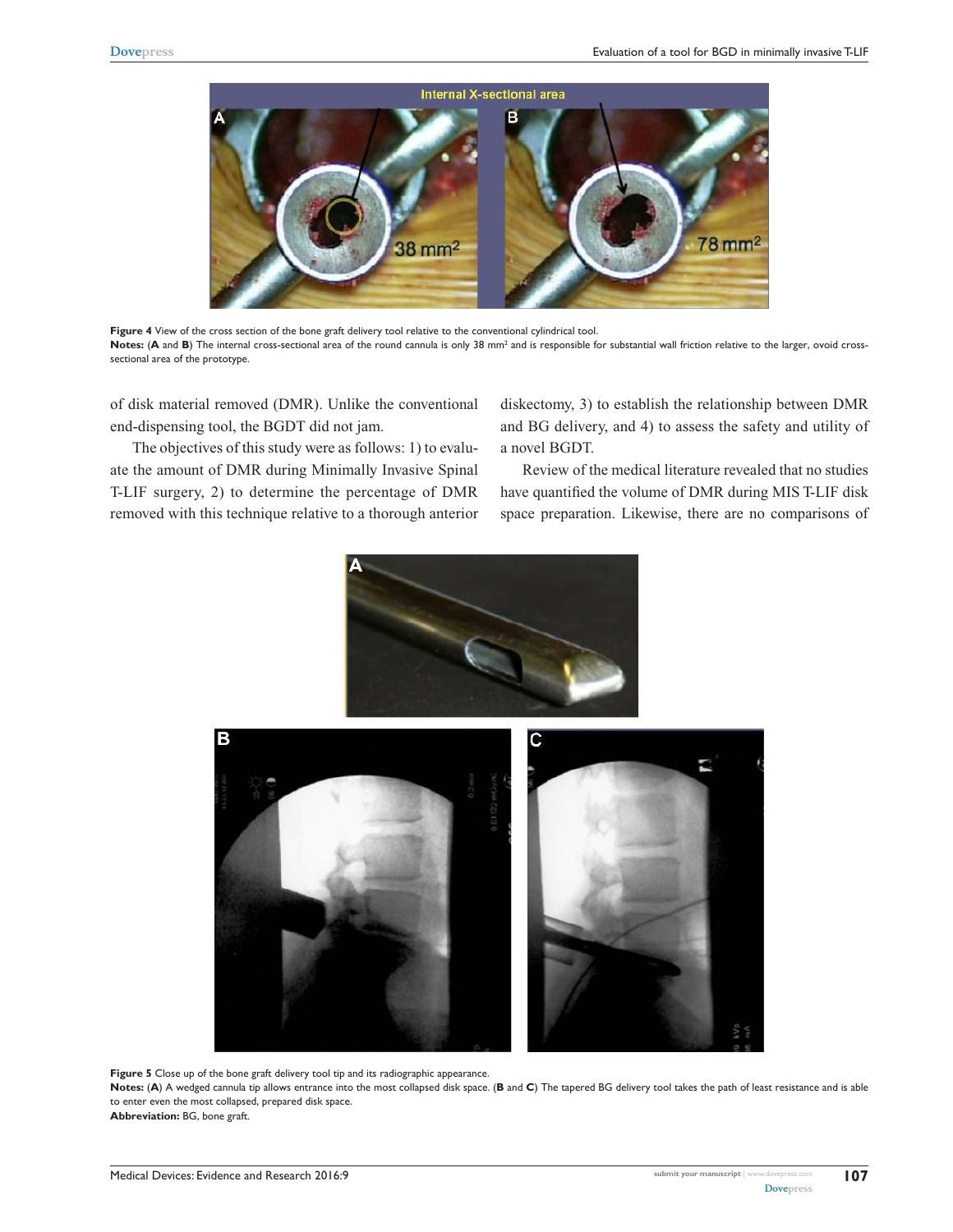Internal X-sectional area

A

38 mm²

B

78 mm²

**Figure 4** View of the cross section of the bone graft delivery tool relative to the conventional cylindrical tool.

**Notes:** (**A** and **B**) The internal cross-sectional area of the round cannula is only 38 mm² and is responsible for substantial wall friction relative to the larger, ovoid cross-sectional area of the prototype.

of disk material removed (DMR). Unlike the conventional end-dispensing tool, the BGDT did not jam.

The objectives of this study were as follows: 1) to evaluate the amount of DMR during Minimally Invasive Spinal T-LIF surgery, 2) to determine the percentage of DMR removed with this technique relative to a thorough anterior diskectomy, 3) to establish the relationship between DMR and BG delivery, and 4) to assess the safety and utility of a novel BGDT.

Review of the medical literature revealed that no studies have quantified the volume of DMR during MIS T-LIF disk space preparation. Likewise, there are no comparisons of

**Figure 5** Close up of the bone graft delivery tool tip and its radiographic appearance.

**Notes:** (**A**) A wedged cannula tip allows entrance into the most collapsed disk space. (**B** and **C**) The tapered BG delivery tool takes the path of least resistance and is able to enter even the most collapsed, prepared disk space.

**Abbreviation:** BG, bone graft.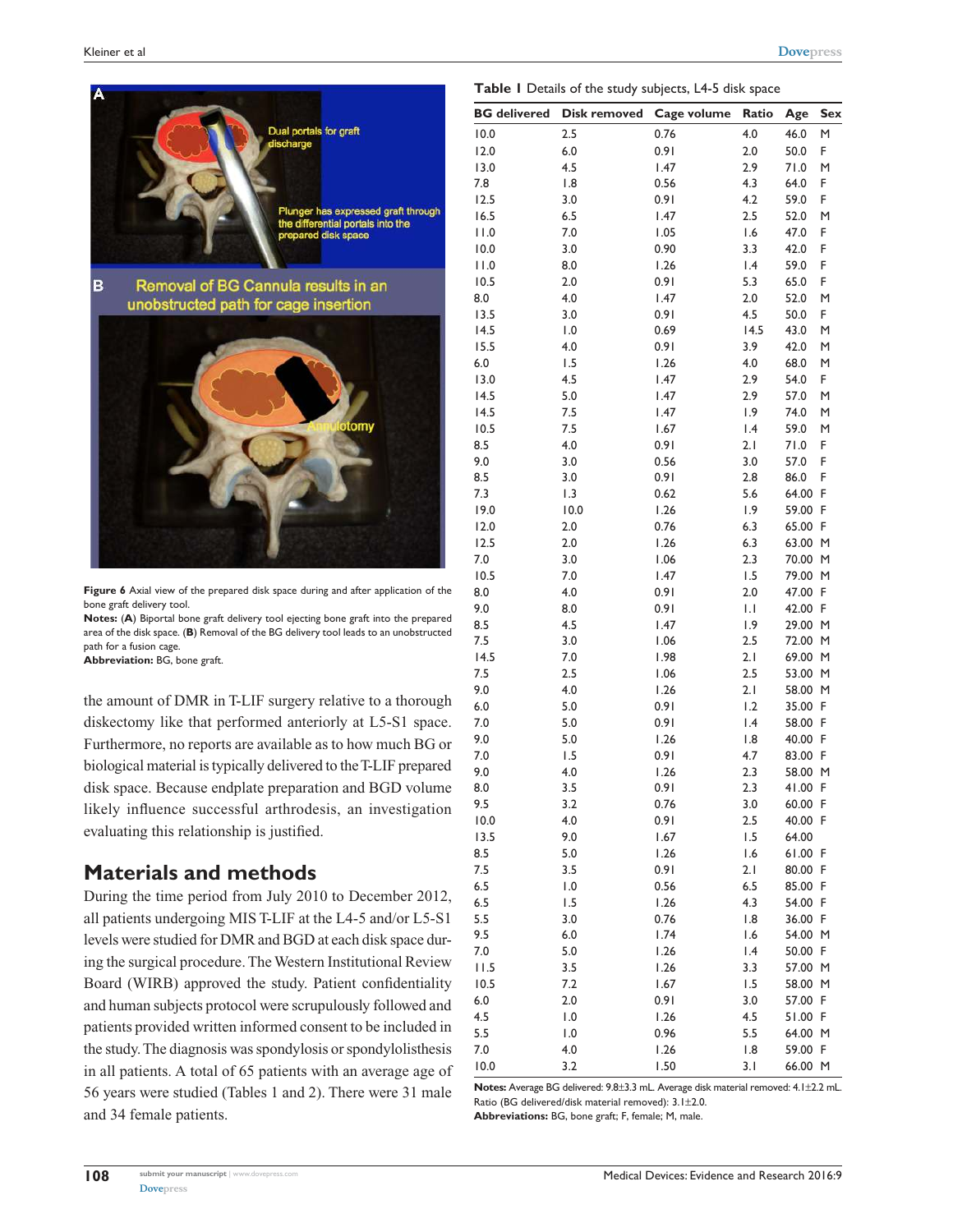Figure 6 Axial view of the prepared disk space during and after application of the bone graft delivery tool.

**Notes:** (**A**) Biportal bone graft delivery tool ejecting bone graft into the prepared area of the disk space. (**B**) Removal of the BG delivery tool leads to an unobstructed path for a fusion cage.

**Abbreviation:** BG, bone graft.

the amount of DMR in T-LIF surgery relative to a thorough diskectomy like that performed anteriorly at L5-S1 space. Furthermore, no reports are available as to how much BG or biological material is typically delivered to the T-LIF prepared disk space. Because endplate preparation and BGD volume likely influence successful arthrodesis, an investigation evaluating this relationship is justified.

## Materials and methods

During the time period from July 2010 to December 2012, all patients undergoing MIS T-LIF at the L4-5 and/or L5-S1 levels were studied for DMR and BGD at each disk space during the surgical procedure. The Western Institutional Review Board (WIRB) approved the study. Patient confidentiality and human subjects protocol were scrupulously followed and patients provided written informed consent to be included in the study. The diagnosis was spondylosis or spondylolisthesis in all patients. A total of 65 patients with an average age of 56 years were studied (Tables 1 and 2). There were 31 male and 34 female patients.

**Table 1** Details of the study subjects, L4-5 disk space

| BG delivered | Disk removed | Cage volume | Ratio | Age | Sex |
|---|---|---|---|---|---|
| 10.0 | 2.5 | 0.76 | 4.0 | 46.0 | M |
| 12.0 | 6.0 | 0.91 | 2.0 | 50.0 | F |
| 13.0 | 4.5 | 1.47 | 2.9 | 71.0 | M |
| 7.8 | 1.8 | 0.56 | 4.3 | 64.0 | F |
| 12.5 | 3.0 | 0.91 | 4.2 | 59.0 | F |
| 16.5 | 6.5 | 1.47 | 2.5 | 52.0 | M |
| 11.0 | 7.0 | 1.05 | 1.6 | 47.0 | F |
| 10.0 | 3.0 | 0.90 | 3.3 | 42.0 | F |
| 11.0 | 8.0 | 1.26 | 1.4 | 59.0 | F |
| 10.5 | 2.0 | 0.91 | 5.3 | 65.0 | F |
| 8.0 | 4.0 | 1.47 | 2.0 | 52.0 | M |
| 13.5 | 3.0 | 0.91 | 4.5 | 50.0 | F |
| 14.5 | 1.0 | 0.69 | 14.5 | 43.0 | M |
| 15.5 | 4.0 | 0.91 | 3.9 | 42.0 | M |
| 6.0 | 1.5 | 1.26 | 4.0 | 68.0 | M |
| 13.0 | 4.5 | 1.47 | 2.9 | 54.0 | F |
| 14.5 | 5.0 | 1.47 | 2.9 | 57.0 | M |
| 14.5 | 7.5 | 1.47 | 1.9 | 74.0 | M |
| 10.5 | 7.5 | 1.67 | 1.4 | 59.0 | M |
| 8.5 | 4.0 | 0.91 | 2.1 | 71.0 | F |
| 9.0 | 3.0 | 0.56 | 3.0 | 57.0 | F |
| 8.5 | 3.0 | 0.91 | 2.8 | 86.0 | F |
| 7.3 | 1.3 | 0.62 | 5.6 | 64.00 | F |
| 19.0 | 10.0 | 1.26 | 1.9 | 59.00 | F |
| 12.0 | 2.0 | 0.76 | 6.3 | 65.00 | F |
| 12.5 | 2.0 | 1.26 | 6.3 | 63.00 | M |
| 7.0 | 3.0 | 1.06 | 2.3 | 70.00 | M |
| 10.5 | 7.0 | 1.47 | 1.5 | 79.00 | M |
| 8.0 | 4.0 | 0.91 | 2.0 | 47.00 | F |
| 9.0 | 8.0 | 0.91 | 1.1 | 42.00 | F |
| 8.5 | 4.5 | 1.47 | 1.9 | 29.00 | M |
| 7.5 | 3.0 | 1.06 | 2.5 | 72.00 | M |
| 14.5 | 7.0 | 1.98 | 2.1 | 69.00 | M |
| 7.5 | 2.5 | 1.06 | 2.5 | 53.00 | M |
| 9.0 | 4.0 | 1.26 | 2.1 | 58.00 | M |
| 6.0 | 5.0 | 0.91 | 1.2 | 35.00 | F |
| 7.0 | 5.0 | 0.91 | 1.4 | 58.00 | F |
| 9.0 | 5.0 | 1.26 | 1.8 | 40.00 | F |
| 7.0 | 1.5 | 0.91 | 4.7 | 83.00 | F |
| 9.0 | 4.0 | 1.26 | 2.3 | 58.00 | M |
| 8.0 | 3.5 | 0.91 | 2.3 | 41.00 | F |
| 9.5 | 3.2 | 0.76 | 3.0 | 60.00 | F |
| 10.0 | 4.0 | 0.91 | 2.5 | 40.00 | F |
| 13.5 | 9.0 | 1.67 | 1.5 | 64.00 | |
| 8.5 | 5.0 | 1.26 | 1.6 | 61.00 | F |
| 7.5 | 3.5 | 0.91 | 2.1 | 80.00 | F |
| 6.5 | 1.0 | 0.56 | 6.5 | 85.00 | F |
| 6.5 | 1.5 | 1.26 | 4.3 | 54.00 | F |
| 5.5 | 3.0 | 0.76 | 1.8 | 36.00 | F |
| 9.5 | 6.0 | 1.74 | 1.6 | 54.00 | M |
| 7.0 | 5.0 | 1.26 | 1.4 | 50.00 | F |
| 11.5 | 3.5 | 1.26 | 3.3 | 57.00 | M |
| 10.5 | 7.2 | 1.67 | 1.5 | 58.00 | M |
| 6.0 | 2.0 | 0.91 | 3.0 | 57.00 | F |
| 4.5 | 1.0 | 1.26 | 4.5 | 51.00 | F |
| 5.5 | 1.0 | 0.96 | 5.5 | 64.00 | M |
| 7.0 | 4.0 | 1.26 | 1.8 | 59.00 | F |
| 10.0 | 3.2 | 1.50 | 3.1 | 66.00 | M |

**Notes:** Average BG delivered: 9.8±3.3 mL. Average disk material removed: 4.1±2.2 mL. Ratio (BG delivered/disk material removed): 3.1±2.0.

**Abbreviations:** BG, bone graft; F, female; M, male.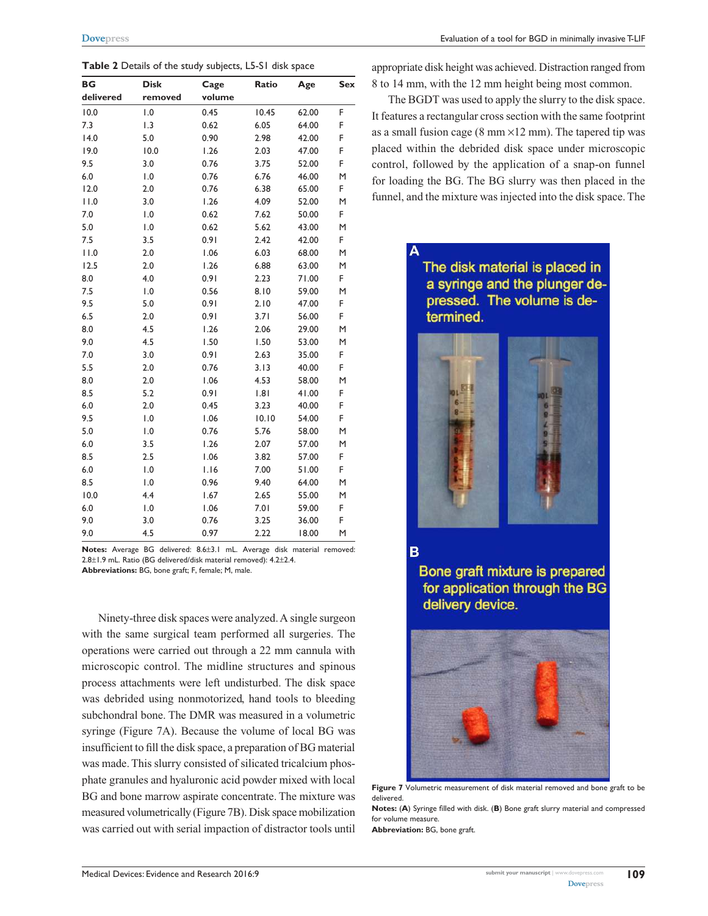**Table 2** Details of the study subjects, L5-S1 disk space

| BG delivered | Disk removed | Cage volume | Ratio | Age | Sex |
|---|---|---|---|---|---|
| 10.0 | 1.0 | 0.45 | 10.45 | 62.00 | F |
| 7.3 | 1.3 | 0.62 | 6.05 | 64.00 | F |
| 14.0 | 5.0 | 0.90 | 2.98 | 42.00 | F |
| 19.0 | 10.0 | 1.26 | 2.03 | 47.00 | F |
| 9.5 | 3.0 | 0.76 | 3.75 | 52.00 | F |
| 6.0 | 1.0 | 0.76 | 6.76 | 46.00 | M |
| 12.0 | 2.0 | 0.76 | 6.38 | 65.00 | F |
| 11.0 | 3.0 | 1.26 | 4.09 | 52.00 | M |
| 7.0 | 1.0 | 0.62 | 7.62 | 50.00 | F |
| 5.0 | 1.0 | 0.62 | 5.62 | 43.00 | M |
| 7.5 | 3.5 | 0.91 | 2.42 | 42.00 | F |
| 11.0 | 2.0 | 1.06 | 6.03 | 68.00 | M |
| 12.5 | 2.0 | 1.26 | 6.88 | 63.00 | M |
| 8.0 | 4.0 | 0.91 | 2.23 | 71.00 | F |
| 7.5 | 1.0 | 0.56 | 8.10 | 59.00 | M |
| 9.5 | 5.0 | 0.91 | 2.10 | 47.00 | F |
| 6.5 | 2.0 | 0.91 | 3.71 | 56.00 | F |
| 8.0 | 4.5 | 1.26 | 2.06 | 29.00 | M |
| 9.0 | 4.5 | 1.50 | 1.50 | 53.00 | M |
| 7.0 | 3.0 | 0.91 | 2.63 | 35.00 | F |
| 5.5 | 2.0 | 0.76 | 3.13 | 40.00 | F |
| 8.0 | 2.0 | 1.06 | 4.53 | 58.00 | M |
| 8.5 | 5.2 | 0.91 | 1.81 | 41.00 | F |
| 6.0 | 2.0 | 0.45 | 3.23 | 40.00 | F |
| 9.5 | 1.0 | 1.06 | 10.10 | 54.00 | F |
| 5.0 | 1.0 | 0.76 | 5.76 | 58.00 | M |
| 6.0 | 3.5 | 1.26 | 2.07 | 57.00 | M |
| 8.5 | 2.5 | 1.06 | 3.82 | 57.00 | F |
| 6.0 | 1.0 | 1.16 | 7.00 | 51.00 | F |
| 8.5 | 1.0 | 0.96 | 9.40 | 64.00 | M |
| 10.0 | 4.4 | 1.67 | 2.65 | 55.00 | M |
| 6.0 | 1.0 | 1.06 | 7.01 | 59.00 | F |
| 9.0 | 3.0 | 0.76 | 3.25 | 36.00 | F |
| 9.0 | 4.5 | 0.97 | 2.22 | 18.00 | M |

**Notes:** Average BG delivered: 8.6±3.1 mL. Average disk material removed: 2.8±1.9 mL. Ratio (BG delivered/disk material removed): 4.2±2.4.
**Abbreviations:** BG, bone graft; F, female; M, male.

Ninety-three disk spaces were analyzed. A single surgeon with the same surgical team performed all surgeries. The operations were carried out through a 22 mm cannula with microscopic control. The midline structures and spinous process attachments were left undisturbed. The disk space was debrided using nonmotorized, hand tools to bleeding subchondral bone. The DMR was measured in a volumetric syringe (Figure 7A). Because the volume of local BG was insufficient to fill the disk space, a preparation of BG material was made. This slurry consisted of silicated tricalcium phosphate granules and hyaluronic acid powder mixed with local BG and bone marrow aspirate concentrate. The mixture was measured volumetrically (Figure 7B). Disk space mobilization was carried out with serial impaction of distractor tools until appropriate disk height was achieved. Distraction ranged from 8 to 14 mm, with the 12 mm height being most common.

The BGDT was used to apply the slurry to the disk space. It features a rectangular cross section with the same footprint as a small fusion cage (8 mm ×12 mm). The tapered tip was placed within the debrided disk space under microscopic control, followed by the application of a snap-on funnel for loading the BG. The BG slurry was then placed in the funnel, and the mixture was injected into the disk space. The

**Figure 7** Volumetric measurement of disk material removed and bone graft to be delivered.
**Notes:** (**A**) Syringe filled with disk. (**B**) Bone graft slurry material and compressed for volume measure.
**Abbreviation:** BG, bone graft.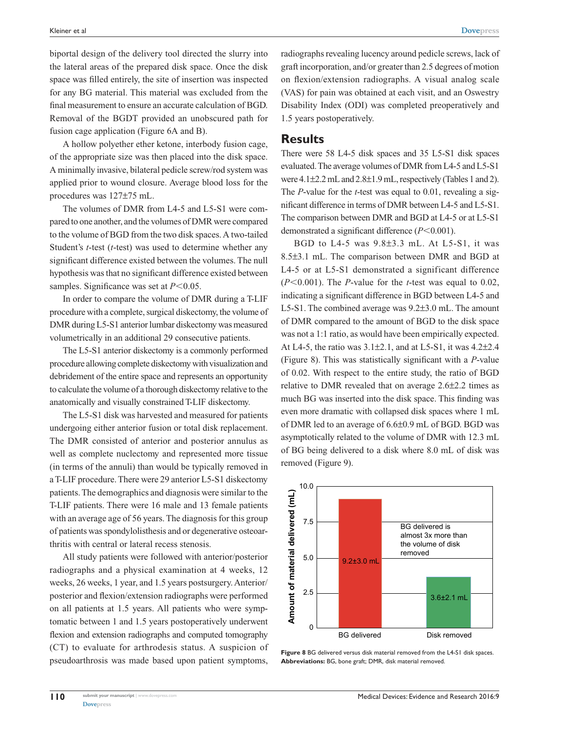biportal design of the delivery tool directed the slurry into the lateral areas of the prepared disk space. Once the disk space was filled entirely, the site of insertion was inspected for any BG material. This material was excluded from the final measurement to ensure an accurate calculation of BGD. Removal of the BGDT provided an unobscured path for fusion cage application (Figure 6A and B).

A hollow polyether ether ketone, interbody fusion cage, of the appropriate size was then placed into the disk space. A minimally invasive, bilateral pedicle screw/rod system was applied prior to wound closure. Average blood loss for the procedures was 127±75 mL.

The volumes of DMR from L4-5 and L5-S1 were compared to one another, and the volumes of DMR were compared to the volume of BGD from the two disk spaces. A two-tailed Student's *t*-test (*t*-test) was used to determine whether any significant difference existed between the volumes. The null hypothesis was that no significant difference existed between samples. Significance was set at $P<0.05$.

In order to compare the volume of DMR during a T-LIF procedure with a complete, surgical diskectomy, the volume of DMR during L5-S1 anterior lumbar diskectomy was measured volumetrically in an additional 29 consecutive patients.

The L5-S1 anterior diskectomy is a commonly performed procedure allowing complete diskectomy with visualization and debridement of the entire space and represents an opportunity to calculate the volume of a thorough diskectomy relative to the anatomically and visually constrained T-LIF diskectomy.

The L5-S1 disk was harvested and measured for patients undergoing either anterior fusion or total disk replacement. The DMR consisted of anterior and posterior annulus as well as complete nuclectomy and represented more tissue (in terms of the annuli) than would be typically removed in a T-LIF procedure. There were 29 anterior L5-S1 diskectomy patients. The demographics and diagnosis were similar to the T-LIF patients. There were 16 male and 13 female patients with an average age of 56 years. The diagnosis for this group of patients was spondylolisthesis and or degenerative osteoarthritis with central or lateral recess stenosis.

All study patients were followed with anterior/posterior radiographs and a physical examination at 4 weeks, 12 weeks, 26 weeks, 1 year, and 1.5 years postsurgery. Anterior/posterior and flexion/extension radiographs were performed on all patients at 1.5 years. All patients who were symptomatic between 1 and 1.5 years postoperatively underwent flexion and extension radiographs and computed tomography (CT) to evaluate for arthrodesis status. A suspicion of pseudoarthrosis was made based upon patient symptoms, radiographs revealing lucency around pedicle screws, lack of graft incorporation, and/or greater than 2.5 degrees of motion on flexion/extension radiographs. A visual analog scale (VAS) for pain was obtained at each visit, and an Oswestry Disability Index (ODI) was completed preoperatively and 1.5 years postoperatively.

## Results

There were 58 L4-5 disk spaces and 35 L5-S1 disk spaces evaluated. The average volumes of DMR from L4-5 and L5-S1 were 4.1±2.2 mL and 2.8±1.9 mL, respectively (Tables 1 and 2). The *P*-value for the *t*-test was equal to 0.01, revealing a significant difference in terms of DMR between L4-5 and L5-S1. The comparison between DMR and BGD at L4-5 or at L5-S1 demonstrated a significant difference ($P<0.001$).

BGD to L4-5 was 9.8±3.3 mL. At L5-S1, it was 8.5±3.1 mL. The comparison between DMR and BGD at L4-5 or at L5-S1 demonstrated a significant difference ($P<0.001$). The *P*-value for the *t*-test was equal to 0.02, indicating a significant difference in BGD between L4-5 and L5-S1. The combined average was 9.2±3.0 mL. The amount of DMR compared to the amount of BGD to the disk space was not a 1:1 ratio, as would have been empirically expected. At L4-5, the ratio was 3.1±2.1, and at L5-S1, it was 4.2±2.4 (Figure 8). This was statistically significant with a *P*-value of 0.02. With respect to the entire study, the ratio of BGD relative to DMR revealed that on average 2.6±2.2 times as much BG was inserted into the disk space. This finding was even more dramatic with collapsed disk spaces where 1 mL of DMR led to an average of 6.6±0.9 mL of BGD. BGD was asymptotically related to the volume of DMR with 12.3 mL of BG being delivered to a disk where 8.0 mL of disk was removed (Figure 9).

Amount of material delivered (mL)
10.0
7.5
5.0
2.5
0
9.2±3.0 mL
3.6±2.1 mL
BG delivered is almost 3x more than the volume of disk removed
BG delivered
Disk removed

**Figure 8** BG delivered versus disk material removed from the L4-S1 disk spaces.
**Abbreviations:** BG, bone graft; DMR, disk material removed.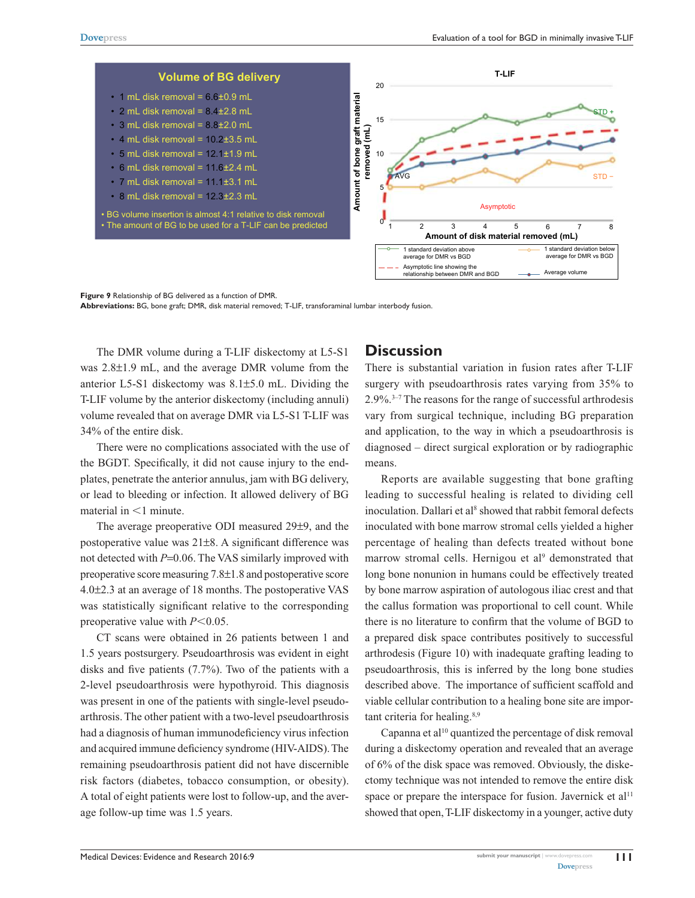**Volume of BG delivery**

- 1 mL disk removal = 6.6±0.9 mL
- 2 mL disk removal = 8.4±2.8 mL
- 3 mL disk removal = 8.8±2.0 mL
- 4 mL disk removal = 10.2±3.5 mL
- 5 mL disk removal = 12.1±1.9 mL
- 6 mL disk removal = 11.6±2.4 mL
- 7 mL disk removal = 11.1±3.1 mL
- 8 mL disk removal = 12.3±2.3 mL

- BG volume insertion is almost 4:1 relative to disk removal
- The amount of BG to be used for a T-LIF can be predicted

T-LIF

Amount of bone graft material removed (mL)

20
15
10
5
0

1 2 3 4 5 6 7 8

Amount of disk material removed (mL)

STD +
AVG
STD −
Asymptotic

1 standard deviation above average for DMR vs BGD
1 standard deviation below average for DMR vs BGD
Asymptotic line showing the relationship between DMR and BGD
Average volume

**Figure 9** Relationship of BG delivered as a function of DMR.
**Abbreviations:** BG, bone graft; DMR, disk material removed; T-LIF, transforaminal lumbar interbody fusion.

The DMR volume during a T-LIF diskectomy at L5-S1 was 2.8±1.9 mL, and the average DMR volume from the anterior L5-S1 diskectomy was 8.1±5.0 mL. Dividing the T-LIF volume by the anterior diskectomy (including annuli) volume revealed that on average DMR via L5-S1 T-LIF was 34% of the entire disk.

There were no complications associated with the use of the BGDT. Specifically, it did not cause injury to the endplates, penetrate the anterior annulus, jam with BG delivery, or lead to bleeding or infection. It allowed delivery of BG material in <1 minute.

The average preoperative ODI measured 29±9, and the postoperative value was 21±8. A significant difference was not detected with $P$=0.06. The VAS similarly improved with preoperative score measuring 7.8±1.8 and postoperative score 4.0±2.3 at an average of 18 months. The postoperative VAS was statistically significant relative to the corresponding preoperative value with $P<0.05$.

CT scans were obtained in 26 patients between 1 and 1.5 years postsurgery. Pseudoarthrosis was evident in eight disks and five patients (7.7%). Two of the patients with a 2-level pseudoarthrosis were hypothyroid. This diagnosis was present in one of the patients with single-level pseudoarthrosis. The other patient with a two-level pseudoarthrosis had a diagnosis of human immunodeficiency virus infection and acquired immune deficiency syndrome (HIV-AIDS). The remaining pseudoarthrosis patient did not have discernible risk factors (diabetes, tobacco consumption, or obesity). A total of eight patients were lost to follow-up, and the average follow-up time was 1.5 years.

## Discussion

There is substantial variation in fusion rates after T-LIF surgery with pseudoarthrosis rates varying from 35% to 2.9%.[3–7] The reasons for the range of successful arthrodesis vary from surgical technique, including BG preparation and application, to the way in which a pseudoarthrosis is diagnosed – direct surgical exploration or by radiographic means.

Reports are available suggesting that bone grafting leading to successful healing is related to dividing cell inoculation. Dallari et al[8] showed that rabbit femoral defects inoculated with bone marrow stromal cells yielded a higher percentage of healing than defects treated without bone marrow stromal cells. Hernigou et al[9] demonstrated that long bone nonunion in humans could be effectively treated by bone marrow aspiration of autologous iliac crest and that the callus formation was proportional to cell count. While there is no literature to confirm that the volume of BGD to a prepared disk space contributes positively to successful arthrodesis (Figure 10) with inadequate grafting leading to pseudoarthrosis, this is inferred by the long bone studies described above. The importance of sufficient scaffold and viable cellular contribution to a healing bone site are important criteria for healing.[8,9]

Capanna et al[10] quantized the percentage of disk removal during a diskectomy operation and revealed that an average of 6% of the disk space was removed. Obviously, the diskectomy technique was not intended to remove the entire disk space or prepare the interspace for fusion. Javernick et al[11] showed that open, T-LIF diskectomy in a younger, active duty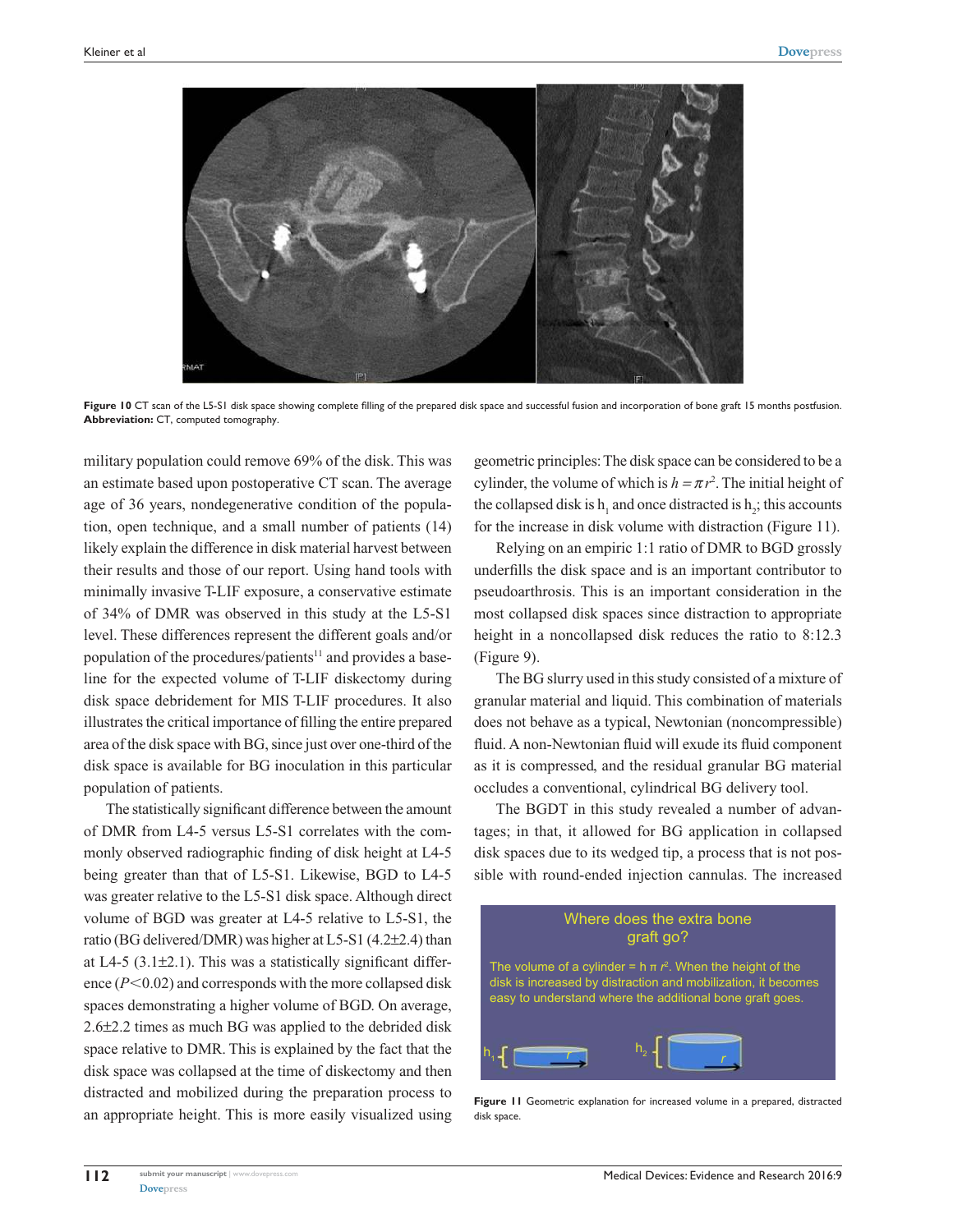Figure 10 CT scan of the L5-S1 disk space showing complete filling of the prepared disk space and successful fusion and incorporation of bone graft 15 months postfusion.
**Abbreviation:** CT, computed tomography.

military population could remove 69% of the disk. This was an estimate based upon postoperative CT scan. The average age of 36 years, nondegenerative condition of the population, open technique, and a small number of patients (14) likely explain the difference in disk material harvest between their results and those of our report. Using hand tools with minimally invasive T-LIF exposure, a conservative estimate of 34% of DMR was observed in this study at the L5-S1 level. These differences represent the different goals and/or population of the procedures/patients[11] and provides a baseline for the expected volume of T-LIF diskectomy during disk space debridement for MIS T-LIF procedures. It also illustrates the critical importance of filling the entire prepared area of the disk space with BG, since just over one-third of the disk space is available for BG inoculation in this particular population of patients.

The statistically significant difference between the amount of DMR from L4-5 versus L5-S1 correlates with the commonly observed radiographic finding of disk height at L4-5 being greater than that of L5-S1. Likewise, BGD to L4-5 was greater relative to the L5-S1 disk space. Although direct volume of BGD was greater at L4-5 relative to L5-S1, the ratio (BG delivered/DMR) was higher at L5-S1 (4.2±2.4) than at L4-5 (3.1±2.1). This was a statistically significant difference ($P<0.02$) and corresponds with the more collapsed disk spaces demonstrating a higher volume of BGD. On average, 2.6±2.2 times as much BG was applied to the debrided disk space relative to DMR. This is explained by the fact that the disk space was collapsed at the time of diskectomy and then distracted and mobilized during the preparation process to an appropriate height. This is more easily visualized using geometric principles: The disk space can be considered to be a cylinder, the volume of which is $h = \pi r^2$. The initial height of the collapsed disk is $h_1$ and once distracted is $h_2$; this accounts for the increase in disk volume with distraction (Figure 11).

Relying on an empiric 1:1 ratio of DMR to BGD grossly underfills the disk space and is an important contributor to pseudoarthrosis. This is an important consideration in the most collapsed disk spaces since distraction to appropriate height in a noncollapsed disk reduces the ratio to 8:12.3 (Figure 9).

The BG slurry used in this study consisted of a mixture of granular material and liquid. This combination of materials does not behave as a typical, Newtonian (noncompressible) fluid. A non-Newtonian fluid will exude its fluid component as it is compressed, and the residual granular BG material occludes a conventional, cylindrical BG delivery tool.

The BGDT in this study revealed a number of advantages; in that, it allowed for BG application in collapsed disk spaces due to its wedged tip, a process that is not possible with round-ended injection cannulas. The increased

Where does the extra bone graft go?

The volume of a cylinder = h π r². When the height of the disk is increased by distraction and mobilization, it becomes easy to understand where the additional bone graft goes.

$h_1$ r $h_2$ r

Figure 11 Geometric explanation for increased volume in a prepared, distracted disk space.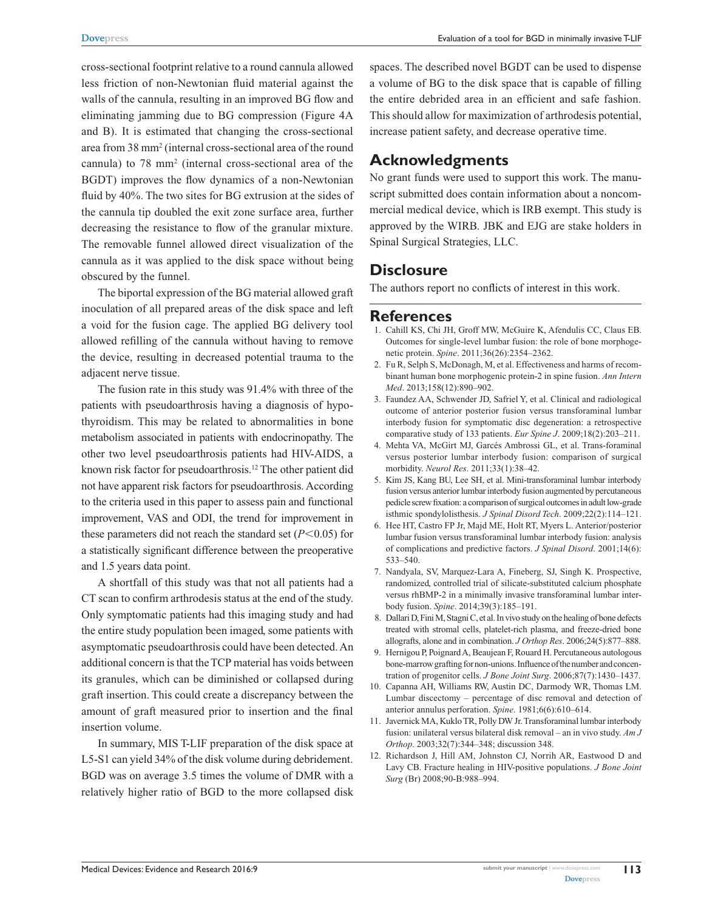cross-sectional footprint relative to a round cannula allowed less friction of non-Newtonian fluid material against the walls of the cannula, resulting in an improved BG flow and eliminating jamming due to BG compression (Figure 4A and B). It is estimated that changing the cross-sectional area from 38 $mm^2$ (internal cross-sectional area of the round cannula) to 78 $mm^2$ (internal cross-sectional area of the BGDT) improves the flow dynamics of a non-Newtonian fluid by 40%. The two sites for BG extrusion at the sides of the cannula tip doubled the exit zone surface area, further decreasing the resistance to flow of the granular mixture. The removable funnel allowed direct visualization of the cannula as it was applied to the disk space without being obscured by the funnel.

The biportal expression of the BG material allowed graft inoculation of all prepared areas of the disk space and left a void for the fusion cage. The applied BG delivery tool allowed refilling of the cannula without having to remove the device, resulting in decreased potential trauma to the adjacent nerve tissue.

The fusion rate in this study was 91.4% with three of the patients with pseudoarthrosis having a diagnosis of hypothyroidism. This may be related to abnormalities in bone metabolism associated in patients with endocrinopathy. The other two level pseudoarthrosis patients had HIV-AIDS, a known risk factor for pseudoarthrosis.[12] The other patient did not have apparent risk factors for pseudoarthrosis. According to the criteria used in this paper to assess pain and functional improvement, VAS and ODI, the trend for improvement in these parameters did not reach the standard set ($P<0.05$) for a statistically significant difference between the preoperative and 1.5 years data point.

A shortfall of this study was that not all patients had a CT scan to confirm arthrodesis status at the end of the study. Only symptomatic patients had this imaging study and had the entire study population been imaged, some patients with asymptomatic pseudoarthrosis could have been detected. An additional concern is that the TCP material has voids between its granules, which can be diminished or collapsed during graft insertion. This could create a discrepancy between the amount of graft measured prior to insertion and the final insertion volume.

In summary, MIS T-LIF preparation of the disk space at L5-S1 can yield 34% of the disk volume during debridement. BGD was on average 3.5 times the volume of DMR with a relatively higher ratio of BGD to the more collapsed disk spaces. The described novel BGDT can be used to dispense a volume of BG to the disk space that is capable of filling the entire debrided area in an efficient and safe fashion. This should allow for maximization of arthrodesis potential, increase patient safety, and decrease operative time.

## Acknowledgments

No grant funds were used to support this work. The manuscript submitted does contain information about a noncommercial medical device, which is IRB exempt. This study is approved by the WIRB. JBK and EJG are stake holders in Spinal Surgical Strategies, LLC.

## Disclosure

The authors report no conflicts of interest in this work.

## References

1. Cahill KS, Chi JH, Groff MW, McGuire K, Afendulis CC, Claus EB. Outcomes for single-level lumbar fusion: the role of bone morphogenetic protein. *Spine*. 2011;36(26):2354–2362.
2. Fu R, Selph S, McDonagh, M, et al. Effectiveness and harms of recombinant human bone morphogenic protein-2 in spine fusion. *Ann Intern Med*. 2013;158(12):890–902.
3. Faundez AA, Schwender JD, Safriel Y, et al. Clinical and radiological outcome of anterior posterior fusion versus transforaminal lumbar interbody fusion for symptomatic disc degeneration: a retrospective comparative study of 133 patients. *Eur Spine J*. 2009;18(2):203–211.
4. Mehta VA, McGirt MJ, Garcés Ambrossi GL, et al. Trans-foraminal versus posterior lumbar interbody fusion: comparison of surgical morbidity. *Neurol Res*. 2011;33(1):38–42.
5. Kim JS, Kang BU, Lee SH, et al. Mini-transforaminal lumbar interbody fusion versus anterior lumbar interbody fusion augmented by percutaneous pedicle screw fixation: a comparison of surgical outcomes in adult low-grade isthmic spondylolisthesis. *J Spinal Disord Tech*. 2009;22(2):114–121.
6. Hee HT, Castro FP Jr, Majd ME, Holt RT, Myers L. Anterior/posterior lumbar fusion versus transforaminal lumbar interbody fusion: analysis of complications and predictive factors. *J Spinal Disord*. 2001;14(6): 533–540.
7. Nandyala, SV, Marquez-Lara A, Fineberg, SJ, Singh K. Prospective, randomized, controlled trial of silicate-substituted calcium phosphate versus rhBMP-2 in a minimally invasive transforaminal lumbar interbody fusion. *Spine*. 2014;39(3):185–191.
8. Dallari D, Fini M, Stagni C, et al. In vivo study on the healing of bone defects treated with stromal cells, platelet-rich plasma, and freeze-dried bone allografts, alone and in combination. *J Orthop Res*. 2006;24(5):877–888.
9. Hernigou P, Poignard A, Beaujean F, Rouard H. Percutaneous autologous bone-marrow grafting for non-unions. Influence of the number and concentration of progenitor cells. *J Bone Joint Surg*. 2006;87(7):1430–1437.
10. Capanna AH, Williams RW, Austin DC, Darmody WR, Thomas LM. Lumbar discectomy – percentage of disc removal and detection of anterior annulus perforation. *Spine*. 1981;6(6):610–614.
11. Javernick MA, Kuklo TR, Polly DW Jr. Transforaminal lumbar interbody fusion: unilateral versus bilateral disk removal – an in vivo study. *Am J Orthop*. 2003;32(7):344–348; discussion 348.
12. Richardson J, Hill AM, Johnston CJ, Norrih AR, Eastwood D and Lavy CB. Fracture healing in HIV-positive populations. *J Bone Joint Surg* (Br) 2008;90-B:988–994.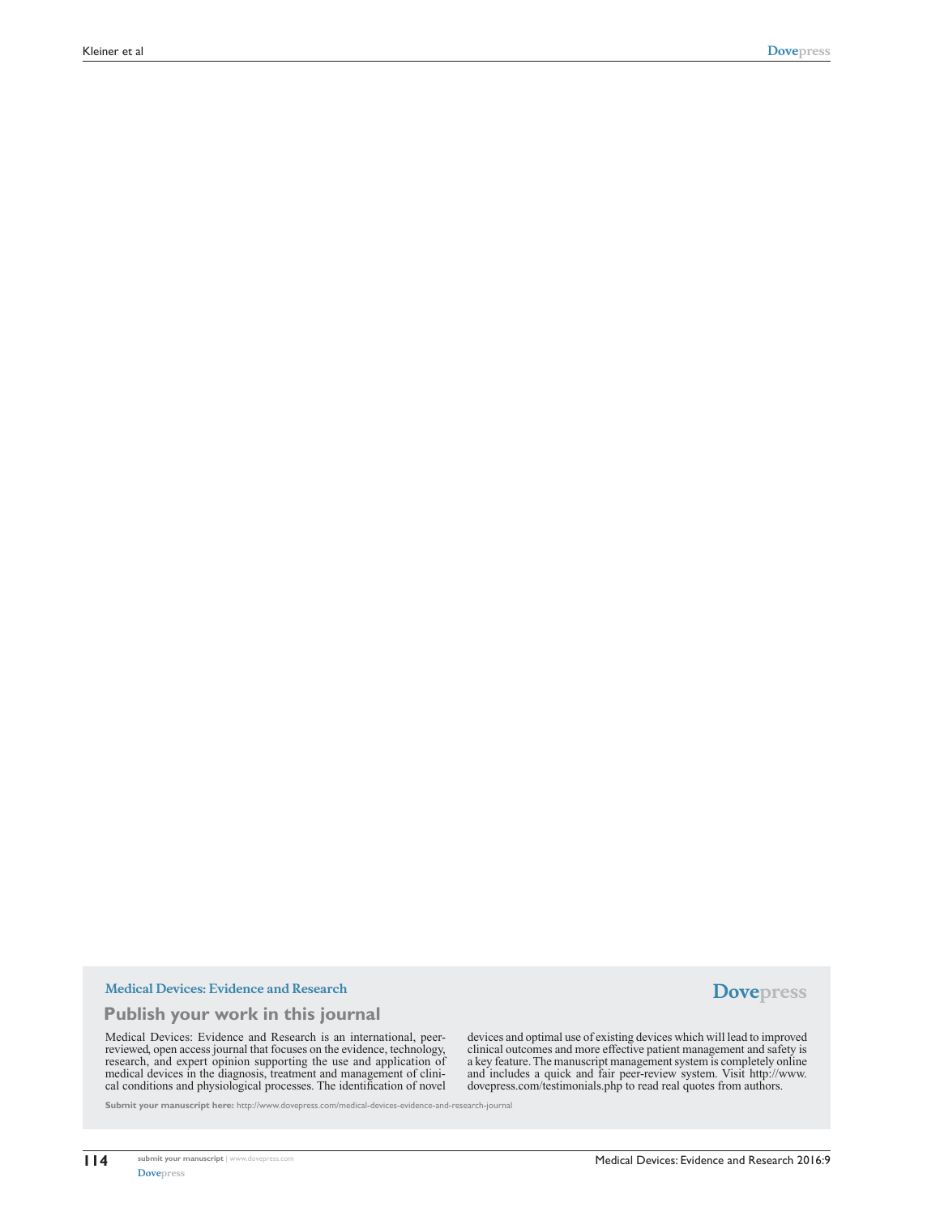**Medical Devices: Evidence and Research**

**Dovepress**

## Publish your work in this journal

Medical Devices: Evidence and Research is an international, peer-reviewed, open access journal that focuses on the evidence, technology, research, and expert opinion supporting the use and application of medical devices in the diagnosis, treatment and management of clinical conditions and physiological processes. The identification of novel devices and optimal use of existing devices which will lead to improved clinical outcomes and more effective patient management and safety is a key feature. The manuscript management system is completely online and includes a quick and fair peer-review system. Visit http://www.dovepress.com/testimonials.php to read real quotes from authors.

**Submit your manuscript here:** http://www.dovepress.com/medical-devices-evidence-and-research-journal